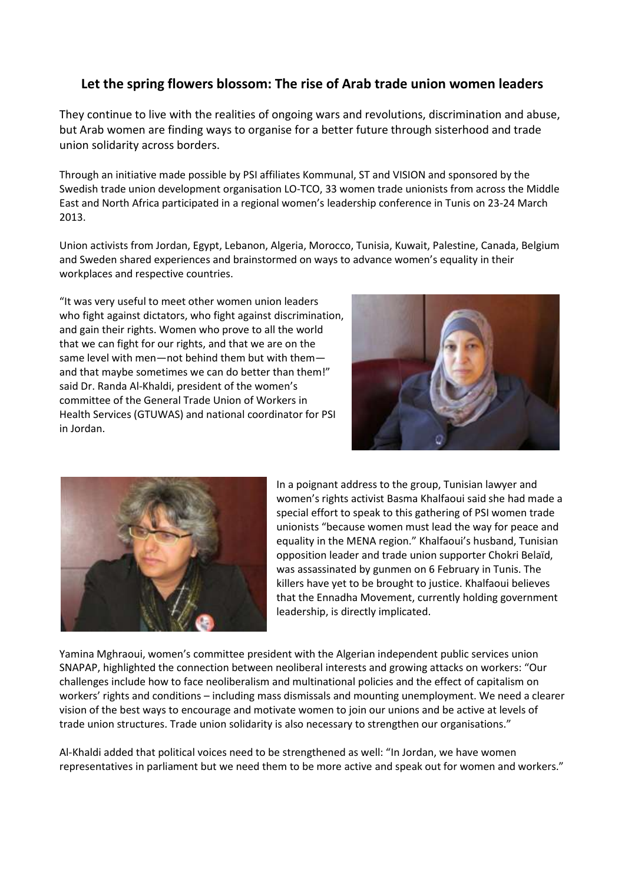## Let the spring flowers blossom: The rise of Arab trade union women leaders

They continue to live with the realities of ongoing wars and revolutions, discrimination and abuse, but Arab women are finding ways to organise for a better future through sisterhood and trade union solidarity across borders.

Through an initiative made possible by PSI affiliates Kommunal, ST and VISION and sponsored by the Swedish trade union development organisation LO-TCO, 33 women trade unionists from across the Middle East and North Africa participated in a regional women's leadership conference in Tunis on 23-24 March 2013.

Union activists from Jordan, Egypt, Lebanon, Algeria, Morocco, Tunisia, Kuwait, Palestine, Canada, Belgium and Sweden shared experiences and brainstormed on ways to advance women's equality in their workplaces and respective countries.

"It was very useful to meet other women union leaders who fight against dictators, who fight against discrimination, and gain their rights. Women who prove to all the world that we can fight for our rights, and that we are on the same level with men—not behind them but with them—and that maybe sometimes we can do better than them!" said Dr. Randa Al-Khaldi, president of the women's committee of the General Trade Union of Workers in Health Services (GTUWAS) and national coordinator for PSI in Jordan.

In a poignant address to the group, Tunisian lawyer and women's rights activist Basma Khalfaoui said she had made a special effort to speak to this gathering of PSI women trade unionists "because women must lead the way for peace and equality in the MENA region." Khalfaoui's husband, Tunisian opposition leader and trade union supporter Chokri Belaïd, was assassinated by gunmen on 6 February in Tunis. The killers have yet to be brought to justice. Khalfaoui believes that the Ennadha Movement, currently holding government leadership, is directly implicated.

Yamina Mghraoui, women's committee president with the Algerian independent public services union SNAPAP, highlighted the connection between neoliberal interests and growing attacks on workers: "Our challenges include how to face neoliberalism and multinational policies and the effect of capitalism on workers' rights and conditions – including mass dismissals and mounting unemployment. We need a clearer vision of the best ways to encourage and motivate women to join our unions and be active at levels of trade union structures. Trade union solidarity is also necessary to strengthen our organisations."

Al-Khaldi added that political voices need to be strengthened as well: "In Jordan, we have women representatives in parliament but we need them to be more active and speak out for women and workers."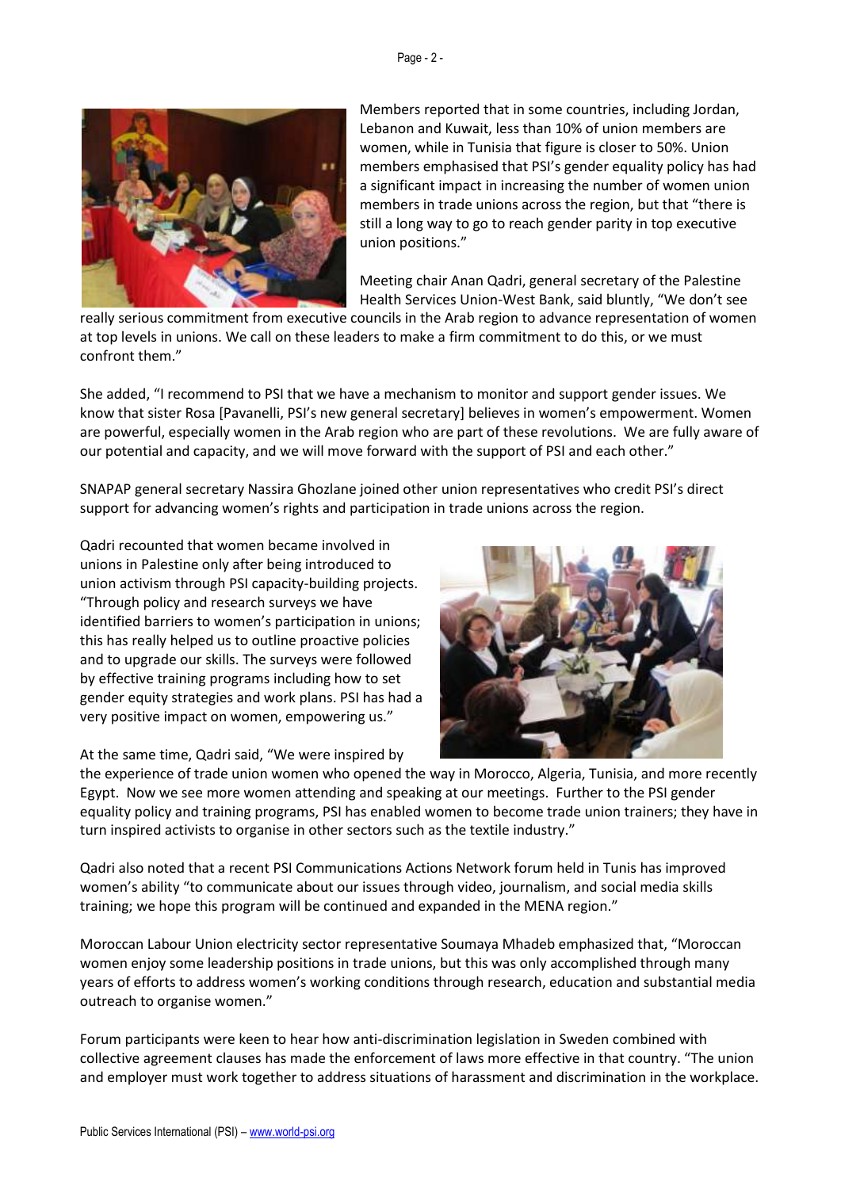Members reported that in some countries, including Jordan, Lebanon and Kuwait, less than 10% of union members are women, while in Tunisia that figure is closer to 50%. Union members emphasised that PSI's gender equality policy has had a significant impact in increasing the number of women union members in trade unions across the region, but that "there is still a long way to go to reach gender parity in top executive union positions."

Meeting chair Anan Qadri, general secretary of the Palestine Health Services Union-West Bank, said bluntly, "We don't see really serious commitment from executive councils in the Arab region to advance representation of women at top levels in unions. We call on these leaders to make a firm commitment to do this, or we must confront them."

She added, "I recommend to PSI that we have a mechanism to monitor and support gender issues. We know that sister Rosa [Pavanelli, PSI's new general secretary] believes in women's empowerment. Women are powerful, especially women in the Arab region who are part of these revolutions. We are fully aware of our potential and capacity, and we will move forward with the support of PSI and each other."

SNAPAP general secretary Nassira Ghozlane joined other union representatives who credit PSI's direct support for advancing women's rights and participation in trade unions across the region.

Qadri recounted that women became involved in unions in Palestine only after being introduced to union activism through PSI capacity-building projects. "Through policy and research surveys we have identified barriers to women's participation in unions; this has really helped us to outline proactive policies and to upgrade our skills. The surveys were followed by effective training programs including how to set gender equity strategies and work plans. PSI has had a very positive impact on women, empowering us."

At the same time, Qadri said, "We were inspired by the experience of trade union women who opened the way in Morocco, Algeria, Tunisia, and more recently Egypt. Now we see more women attending and speaking at our meetings. Further to the PSI gender equality policy and training programs, PSI has enabled women to become trade union trainers; they have in turn inspired activists to organise in other sectors such as the textile industry."

Qadri also noted that a recent PSI Communications Actions Network forum held in Tunis has improved women's ability "to communicate about our issues through video, journalism, and social media skills training; we hope this program will be continued and expanded in the MENA region."

Moroccan Labour Union electricity sector representative Soumaya Mhadeb emphasized that, "Moroccan women enjoy some leadership positions in trade unions, but this was only accomplished through many years of efforts to address women's working conditions through research, education and substantial media outreach to organise women."

Forum participants were keen to hear how anti-discrimination legislation in Sweden combined with collective agreement clauses has made the enforcement of laws more effective in that country. "The union and employer must work together to address situations of harassment and discrimination in the workplace.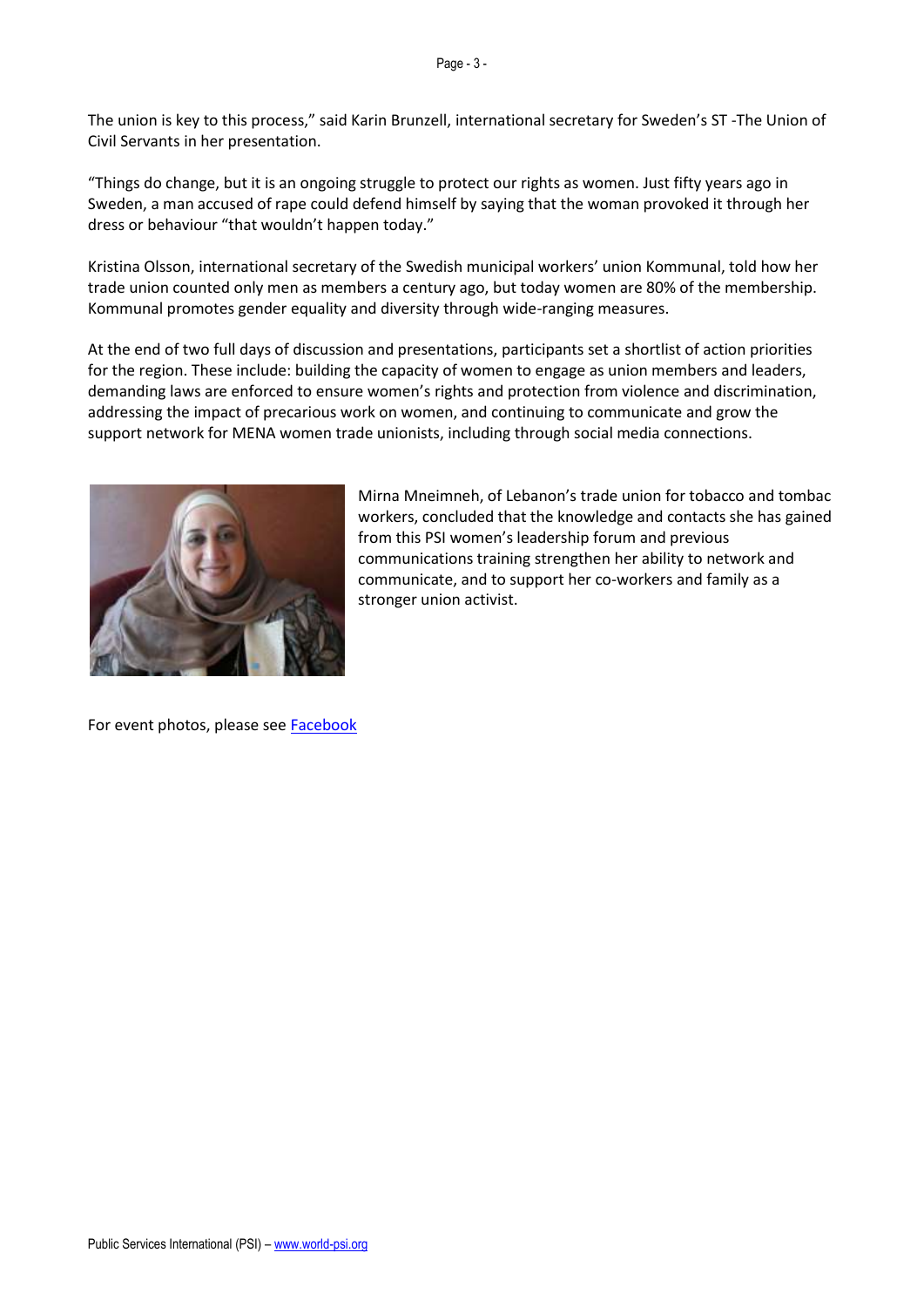The union is key to this process," said Karin Brunzell, international secretary for Sweden's ST -The Union of Civil Servants in her presentation.

"Things do change, but it is an ongoing struggle to protect our rights as women. Just fifty years ago in Sweden, a man accused of rape could defend himself by saying that the woman provoked it through her dress or behaviour "that wouldn't happen today."

Kristina Olsson, international secretary of the Swedish municipal workers' union Kommunal, told how her trade union counted only men as members a century ago, but today women are 80% of the membership. Kommunal promotes gender equality and diversity through wide-ranging measures.

At the end of two full days of discussion and presentations, participants set a shortlist of action priorities for the region. These include: building the capacity of women to engage as union members and leaders, demanding laws are enforced to ensure women's rights and protection from violence and discrimination, addressing the impact of precarious work on women, and continuing to communicate and grow the support network for MENA women trade unionists, including through social media connections.

Mirna Mneimneh, of Lebanon's trade union for tobacco and tombac workers, concluded that the knowledge and contacts she has gained from this PSI women's leadership forum and previous communications training strengthen her ability to network and communicate, and to support her co-workers and family as a stronger union activist.

For event photos, please see [Facebook]